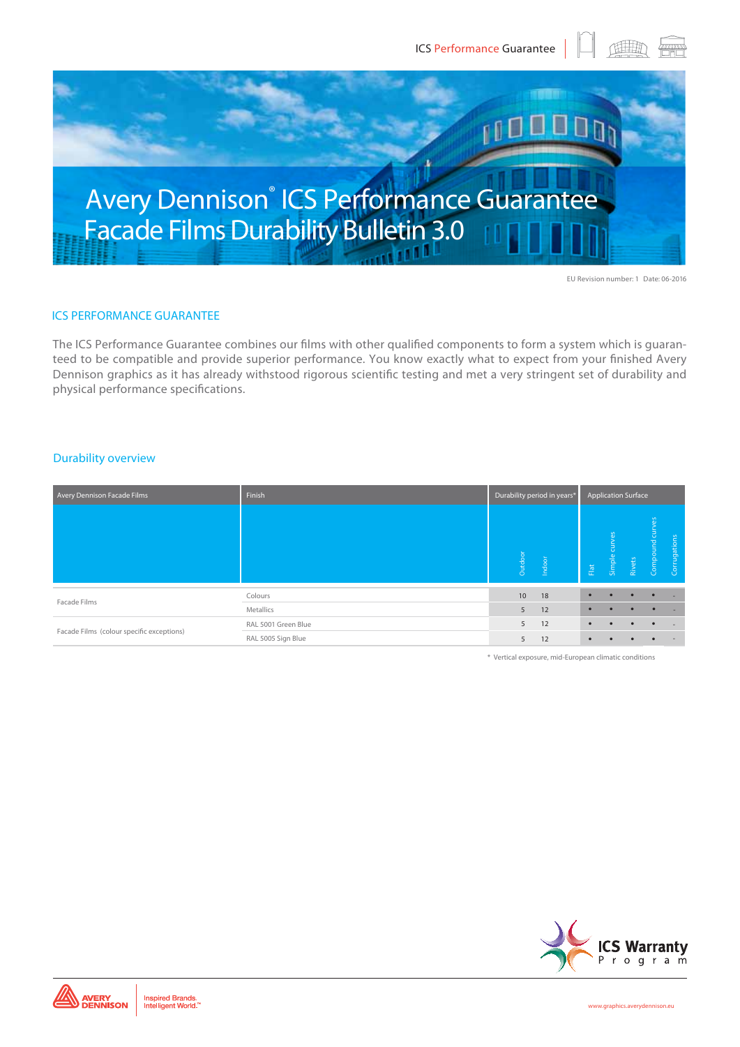# Avery Dennison® ICS Performance Guarantee Facade Films Durability Bulletin 3.0

EU Revision number: 1 Date: 06-2016

## ICS PERFORMANCE GUARANTEE

The ICS Performance Guarantee combines our films with other qualified components to form a system which is guaranteed to be compatible and provide superior performance. You know exactly what to expect from your finished Avery Dennison graphics as it has already withstood rigorous scientific testing and met a very stringent set of durability and physical performance specifications.

## Durability overview

| Avery Dennison Facade Films | Finish | Durability period in years* | | Application Surface | | | | |
|---|---|---|---|---|---|---|---|---|
| | | Outdoor | Indoor | Flat | Simple curves | Rivets | Compound curves | Corrugations |
| Facade Films | Colours | 10 | 18 | • | • | • | • | - |
| | Metallics | 5 | 12 | • | • | • | • | - |
| Facade Films (colour specific exceptions) | RAL 5001 Green Blue | 5 | 12 | • | • | • | • | - |
| | RAL 5005 Sign Blue | 5 | 12 | • | • | • | • | - |

\* Vertical exposure, mid-European climatic conditions

ICS Warranty Program

www.graphics.averydennison.eu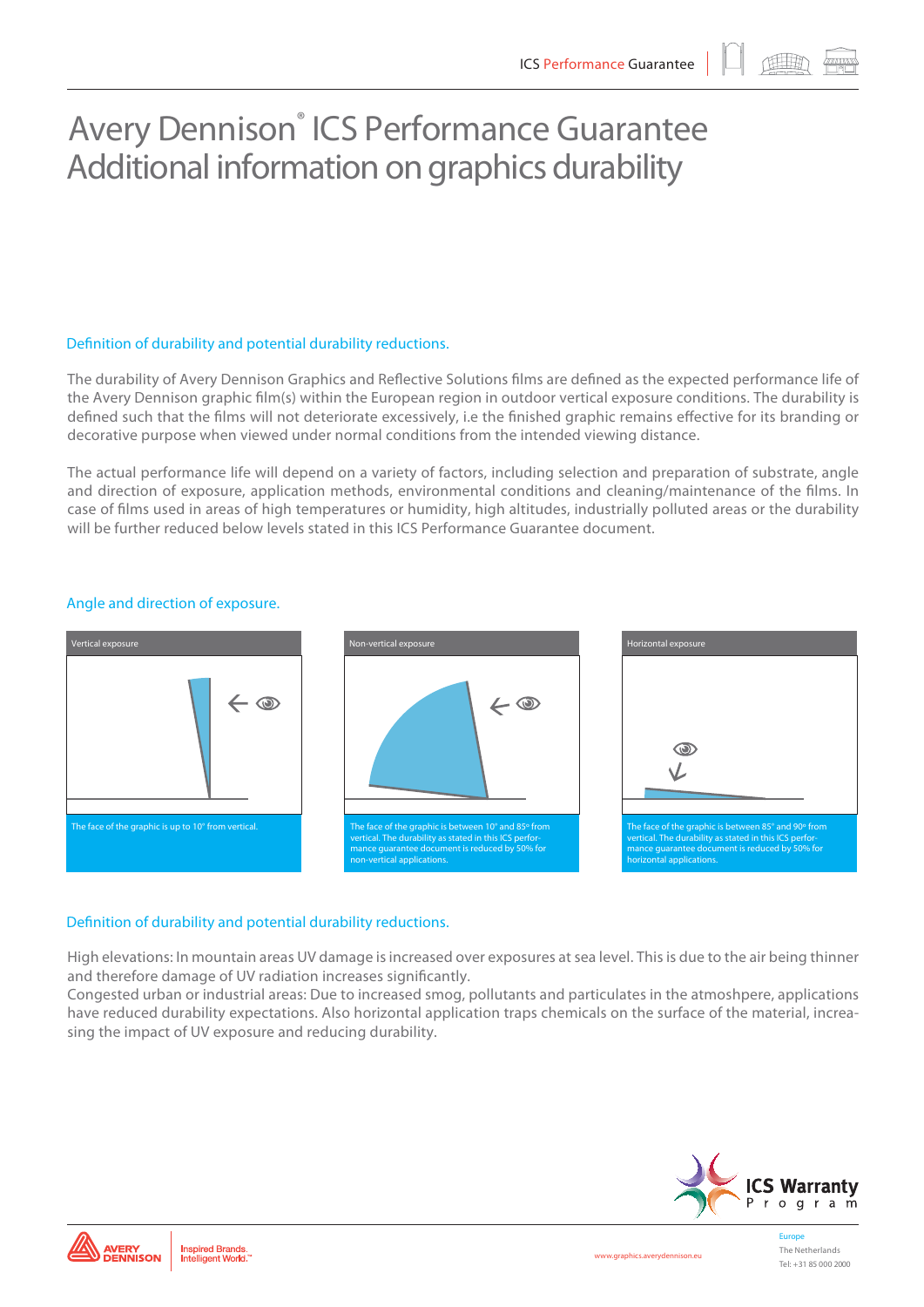# Avery Dennison® ICS Performance Guarantee Additional information on graphics durability

## Definition of durability and potential durability reductions.

The durability of Avery Dennison Graphics and Reflective Solutions films are defined as the expected performance life of the Avery Dennison graphic film(s) within the European region in outdoor vertical exposure conditions. The durability is defined such that the films will not deteriorate excessively, i.e the finished graphic remains effective for its branding or decorative purpose when viewed under normal conditions from the intended viewing distance.

The actual performance life will depend on a variety of factors, including selection and preparation of substrate, angle and direction of exposure, application methods, environmental conditions and cleaning/maintenance of the films. In case of films used in areas of high temperatures or humidity, high altitudes, industrially polluted areas or the durability will be further reduced below levels stated in this ICS Performance Guarantee document.

## Angle and direction of exposure.

**Vertical exposure**

The face of the graphic is up to 10° from vertical.

**Non-vertical exposure**

The face of the graphic is between 10° and 85º from vertical. The durability as stated in this ICS performance guarantee document is reduced by 50% for non-vertical applications.

**Horizontal exposure**

The face of the graphic is between 85° and 90º from vertical. The durability as stated in this ICS performance guarantee document is reduced by 50% for horizontal applications.

## Definition of durability and potential durability reductions.

High elevations: In mountain areas UV damage is increased over exposures at sea level. This is due to the air being thinner and therefore damage of UV radiation increases significantly.
Congested urban or industrial areas: Due to increased smog, pollutants and particulates in the atmoshpere, applications have reduced durability expectations. Also horizontal application traps chemicals on the surface of the material, increasing the impact of UV exposure and reducing durability.

ICS Warranty Program

AVERY DENNISON | Inspired Brands. Intelligent World.™

www.graphics.averydennison.eu

Europe
The Netherlands
Tel: +31 85 000 2000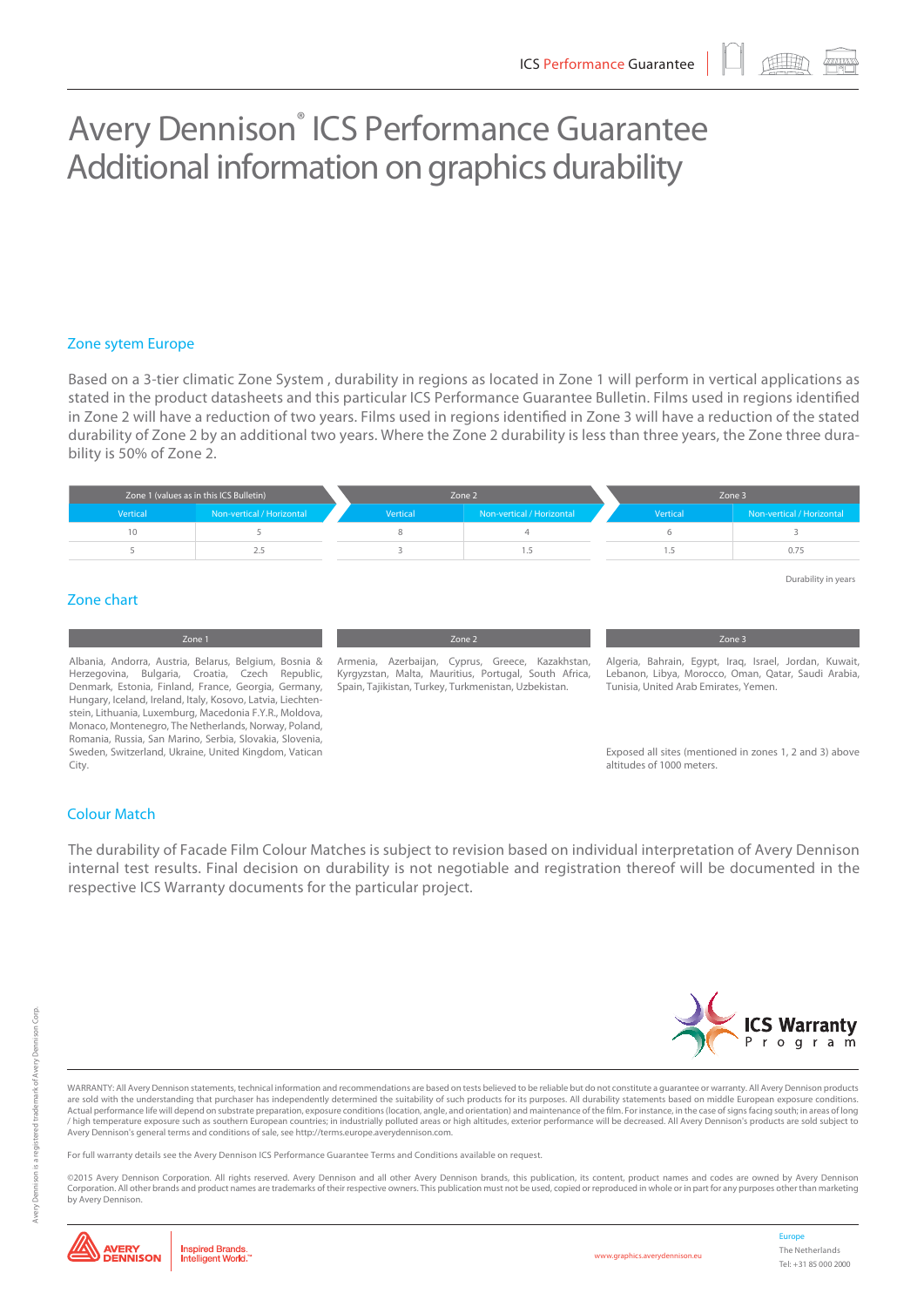# Avery Dennison® ICS Performance Guarantee Additional information on graphics durability

## Zone sytem Europe

Based on a 3-tier climatic Zone System , durability in regions as located in Zone 1 will perform in vertical applications as stated in the product datasheets and this particular ICS Performance Guarantee Bulletin. Films used in regions identified in Zone 2 will have a reduction of two years. Films used in regions identified in Zone 3 will have a reduction of the stated durability of Zone 2 by an additional two years. Where the Zone 2 durability is less than three years, the Zone three durability is 50% of Zone 2.

| Zone 1 (values as in this ICS Bulletin) | | Zone 2 | | Zone 3 | |
|---|---|---|---|---|---|
| Vertical | Non-vertical / Horizontal | Vertical | Non-vertical / Horizontal | Vertical | Non-vertical / Horizontal |
| 10 | 5 | 8 | 4 | 6 | 3 |
| 5 | 2.5 | 3 | 1.5 | 1.5 | 0.75 |

Durability in years

## Zone chart

| Zone 1 | Zone 2 | Zone 3 |
|---|---|---|
| Albania, Andorra, Austria, Belarus, Belgium, Bosnia & Herzegovina, Bulgaria, Croatia, Czech Republic, Denmark, Estonia, Finland, France, Georgia, Germany, Hungary, Iceland, Ireland, Italy, Kosovo, Latvia, Liechtenstein, Lithuania, Luxemburg, Macedonia F.Y.R., Moldova, Monaco, Montenegro, The Netherlands, Norway, Poland, Romania, Russia, San Marino, Serbia, Slovakia, Slovenia, Sweden, Switzerland, Ukraine, United Kingdom, Vatican City. | Armenia, Azerbaijan, Cyprus, Greece, Kazakhstan, Kyrgyzstan, Malta, Mauritius, Portugal, South Africa, Spain, Tajikistan, Turkey, Turkmenistan, Uzbekistan. | Algeria, Bahrain, Egypt, Iraq, Israel, Jordan, Kuwait, Lebanon, Libya, Morocco, Oman, Qatar, Saudi Arabia, Tunisia, United Arab Emirates, Yemen.<br><br>Exposed all sites (mentioned in zones 1, 2 and 3) above altitudes of 1000 meters. |

## Colour Match

The durability of Facade Film Colour Matches is subject to revision based on individual interpretation of Avery Dennison internal test results. Final decision on durability is not negotiable and registration thereof will be documented in the respective ICS Warranty documents for the particular project.

ICS Warranty Program

WARRANTY: All Avery Dennison statements, technical information and recommendations are based on tests believed to be reliable but do not constitute a guarantee or warranty. All Avery Dennison products are sold with the understanding that purchaser has independently determined the suitability of such products for its purposes. All durability statements based on middle European exposure conditions. Actual performance life will depend on substrate preparation, exposure conditions (location, angle, and orientation) and maintenance of the film. For instance, in the case of signs facing south; in areas of long / high temperature exposure such as southern European countries; in industrially polluted areas or high altitudes, exterior performance will be decreased. All Avery Dennison's products are sold subject to Avery Dennison's general terms and conditions of sale, see http://terms.europe.averydennison.com.

For full warranty details see the Avery Dennison ICS Performance Guarantee Terms and Conditions available on request.

©2015 Avery Dennison Corporation. All rights reserved. Avery Dennison and all other Avery Dennison brands, this publication, its content, product names and codes are owned by Avery Dennison Corporation. All other brands and product names are trademarks of their respective owners. This publication must not be used, copied or reproduced in whole or in part for any purposes other than marketing by Avery Dennison.

Avery Dennison is a registered trademark of Avery Dennison Corp.

AVERY DENNISON — Inspired Brands. Intelligent World.™

www.graphics.averydennison.eu

Europe
The Netherlands
Tel: +31 85 000 2000